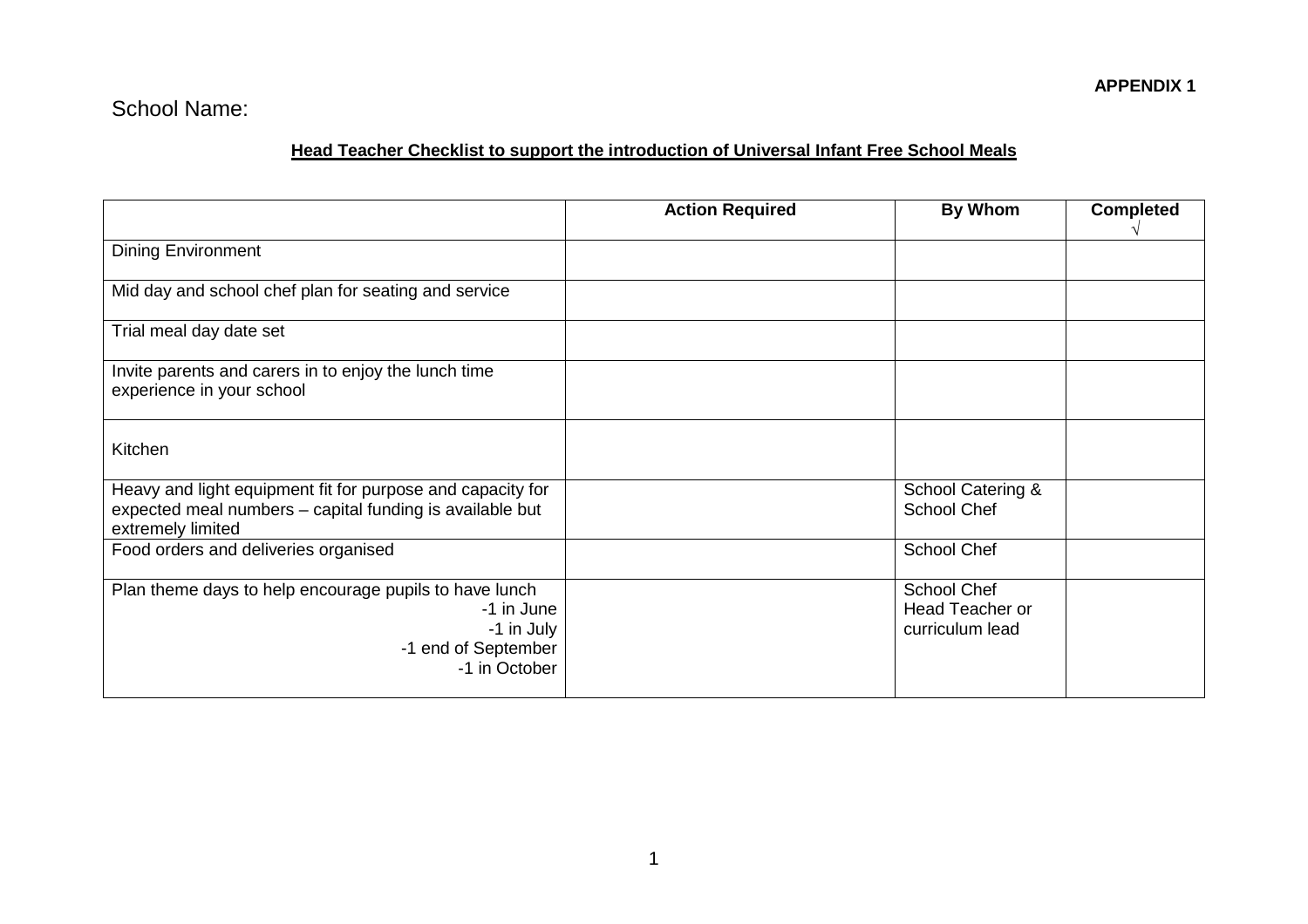**APPENDIX 1**

School Name:

## Head Teacher Checklist to support the introduction of Universal Infant Free School Meals

| | Action Required | By Whom | Completed √ |
|---|---|---|---|
| Dining Environment | | | |
| Mid day and school chef plan for seating and service | | | |
| Trial meal day date set | | | |
| Invite parents and carers in to enjoy the lunch time experience in your school | | | |
| Kitchen | | | |
| Heavy and light equipment fit for purpose and capacity for expected meal numbers – capital funding is available but extremely limited | | School Catering & School Chef | |
| Food orders and deliveries organised | | School Chef | |
| Plan theme days to help encourage pupils to have lunch<br>-1 in June<br>-1 in July<br>-1 end of September<br>-1 in October | | School Chef<br>Head Teacher or curriculum lead | |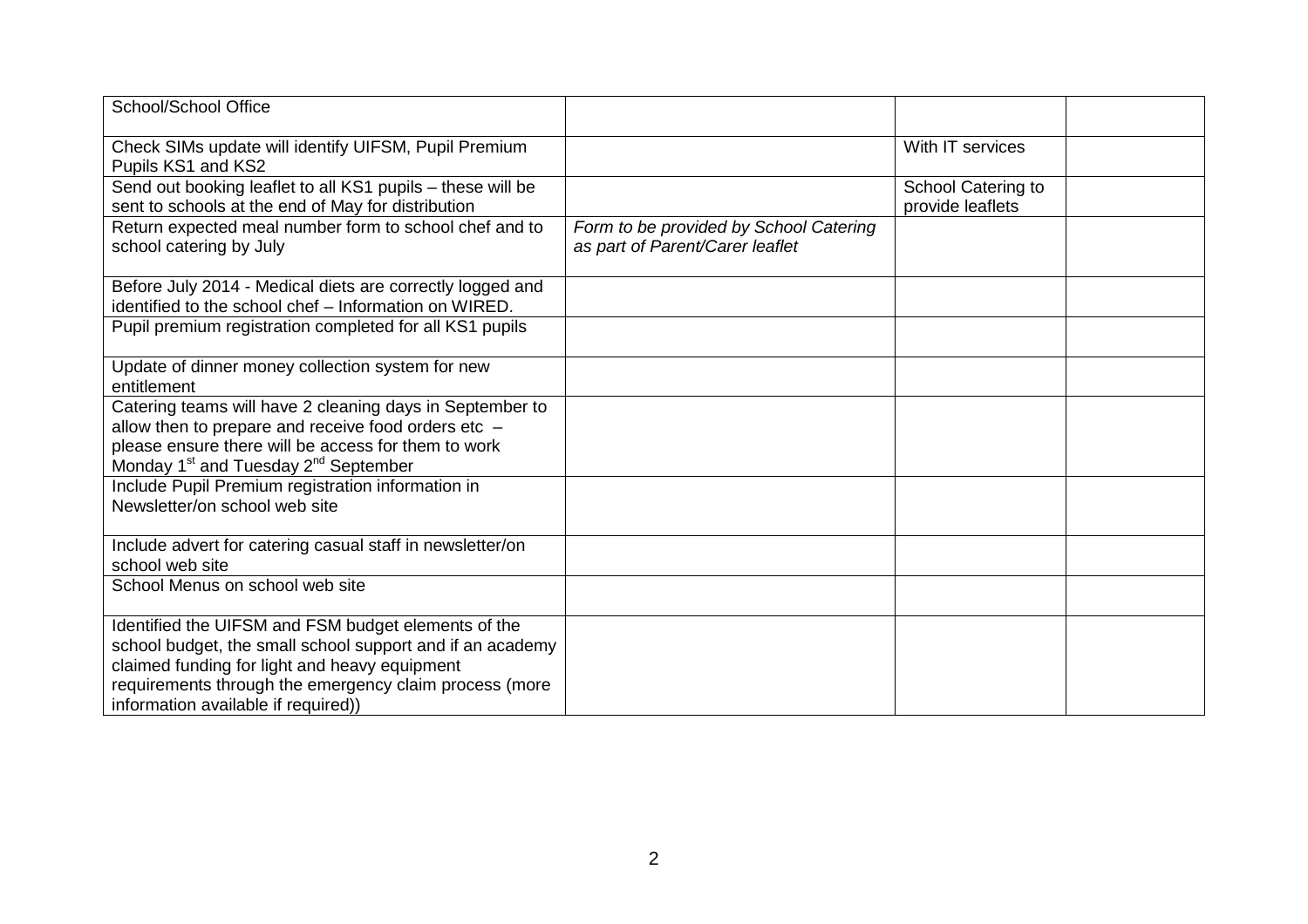| School/School Office | | | |
|---|---|---|---|
| Check SIMs update will identify UIFSM, Pupil Premium Pupils KS1 and KS2 | | With IT services | |
| Send out booking leaflet to all KS1 pupils – these will be sent to schools at the end of May for distribution | | School Catering to provide leaflets | |
| Return expected meal number form to school chef and to school catering by July | *Form to be provided by School Catering as part of Parent/Carer leaflet* | | |
| Before July 2014 - Medical diets are correctly logged and identified to the school chef – Information on WIRED. | | | |
| Pupil premium registration completed for all KS1 pupils | | | |
| Update of dinner money collection system for new entitlement | | | |
| Catering teams will have 2 cleaning days in September to allow then to prepare and receive food orders etc – please ensure there will be access for them to work Monday 1st and Tuesday 2nd September | | | |
| Include Pupil Premium registration information in Newsletter/on school web site | | | |
| Include advert for catering casual staff in newsletter/on school web site | | | |
| School Menus on school web site | | | |
| Identified the UIFSM and FSM budget elements of the school budget, the small school support and if an academy claimed funding for light and heavy equipment requirements through the emergency claim process (more information available if required)) | | | |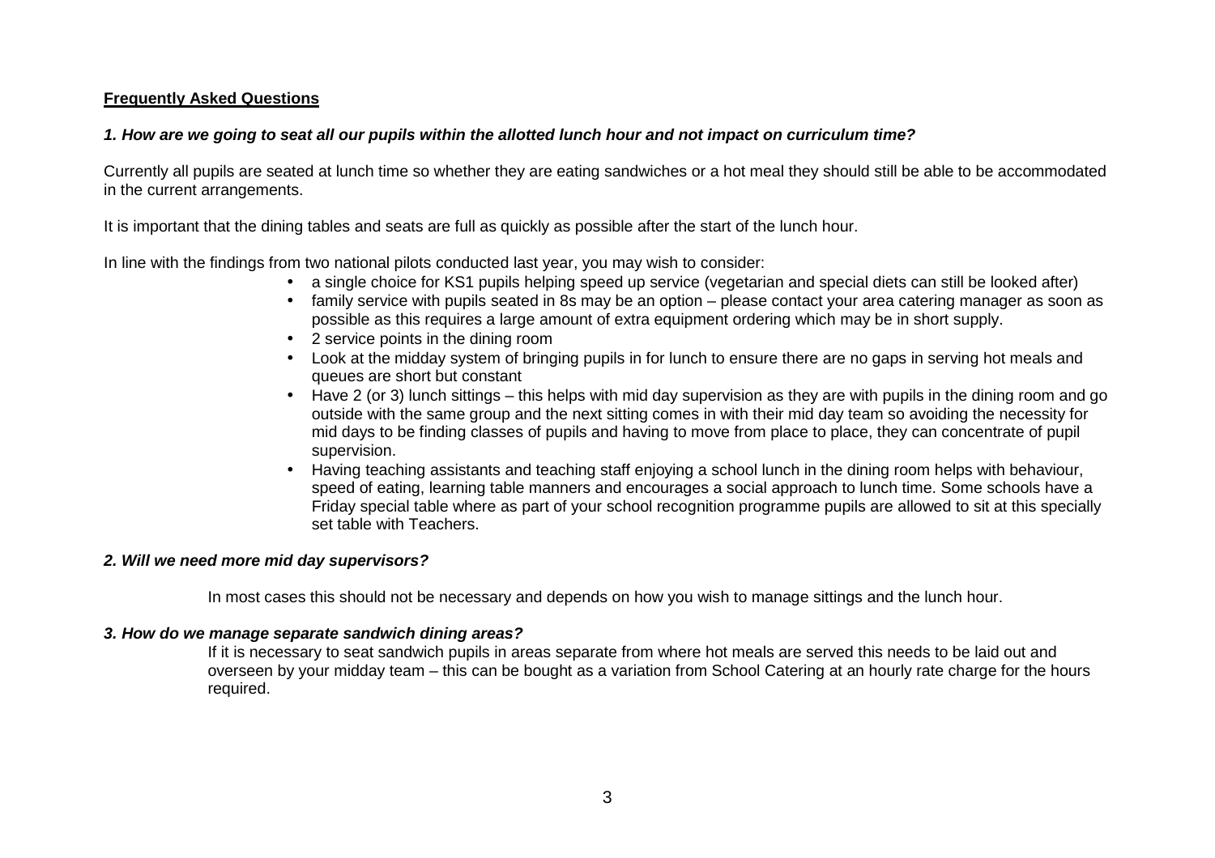**Frequently Asked Questions**

***1. How are we going to seat all our pupils within the allotted lunch hour and not impact on curriculum time?***

Currently all pupils are seated at lunch time so whether they are eating sandwiches or a hot meal they should still be able to be accommodated in the current arrangements.

It is important that the dining tables and seats are full as quickly as possible after the start of the lunch hour.

In line with the findings from two national pilots conducted last year, you may wish to consider:

- a single choice for KS1 pupils helping speed up service (vegetarian and special diets can still be looked after)
- family service with pupils seated in 8s may be an option – please contact your area catering manager as soon as possible as this requires a large amount of extra equipment ordering which may be in short supply.
- 2 service points in the dining room
- Look at the midday system of bringing pupils in for lunch to ensure there are no gaps in serving hot meals and queues are short but constant
- Have 2 (or 3) lunch sittings – this helps with mid day supervision as they are with pupils in the dining room and go outside with the same group and the next sitting comes in with their mid day team so avoiding the necessity for mid days to be finding classes of pupils and having to move from place to place, they can concentrate of pupil supervision.
- Having teaching assistants and teaching staff enjoying a school lunch in the dining room helps with behaviour, speed of eating, learning table manners and encourages a social approach to lunch time. Some schools have a Friday special table where as part of your school recognition programme pupils are allowed to sit at this specially set table with Teachers.

***2. Will we need more mid day supervisors?***

In most cases this should not be necessary and depends on how you wish to manage sittings and the lunch hour.

***3. How do we manage separate sandwich dining areas?***

If it is necessary to seat sandwich pupils in areas separate from where hot meals are served this needs to be laid out and overseen by your midday team – this can be bought as a variation from School Catering at an hourly rate charge for the hours required.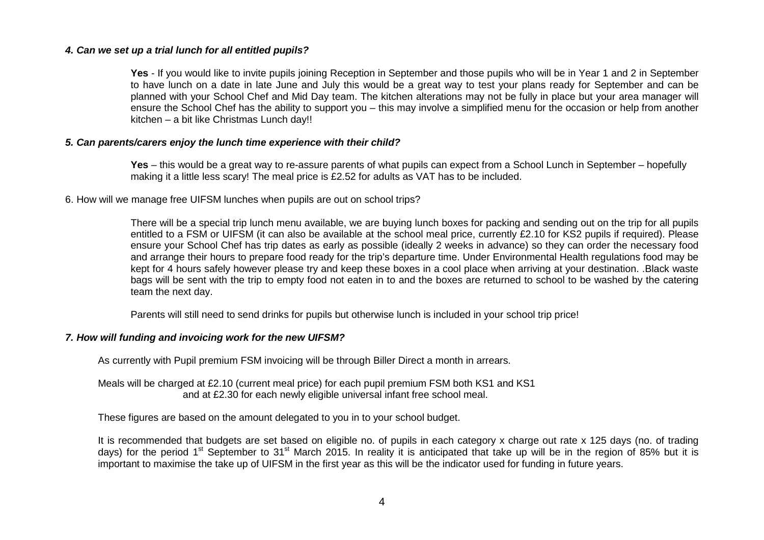### *4. Can we set up a trial lunch for all entitled pupils?*

**Yes** - If you would like to invite pupils joining Reception in September and those pupils who will be in Year 1 and 2 in September to have lunch on a date in late June and July this would be a great way to test your plans ready for September and can be planned with your School Chef and Mid Day team. The kitchen alterations may not be fully in place but your area manager will ensure the School Chef has the ability to support you – this may involve a simplified menu for the occasion or help from another kitchen – a bit like Christmas Lunch day!!

### *5. Can parents/carers enjoy the lunch time experience with their child?*

**Yes** – this would be a great way to re-assure parents of what pupils can expect from a School Lunch in September – hopefully making it a little less scary! The meal price is £2.52 for adults as VAT has to be included.

6. How will we manage free UIFSM lunches when pupils are out on school trips?

There will be a special trip lunch menu available, we are buying lunch boxes for packing and sending out on the trip for all pupils entitled to a FSM or UIFSM (it can also be available at the school meal price, currently £2.10 for KS2 pupils if required). Please ensure your School Chef has trip dates as early as possible (ideally 2 weeks in advance) so they can order the necessary food and arrange their hours to prepare food ready for the trip's departure time. Under Environmental Health regulations food may be kept for 4 hours safely however please try and keep these boxes in a cool place when arriving at your destination. .Black waste bags will be sent with the trip to empty food not eaten in to and the boxes are returned to school to be washed by the catering team the next day.

Parents will still need to send drinks for pupils but otherwise lunch is included in your school trip price!

### *7. How will funding and invoicing work for the new UIFSM?*

As currently with Pupil premium FSM invoicing will be through Biller Direct a month in arrears.

Meals will be charged at £2.10 (current meal price) for each pupil premium FSM both KS1 and KS1 and at £2.30 for each newly eligible universal infant free school meal.

These figures are based on the amount delegated to you in to your school budget.

It is recommended that budgets are set based on eligible no. of pupils in each category x charge out rate x 125 days (no. of trading days) for the period 1st September to 31st March 2015. In reality it is anticipated that take up will be in the region of 85% but it is important to maximise the take up of UIFSM in the first year as this will be the indicator used for funding in future years.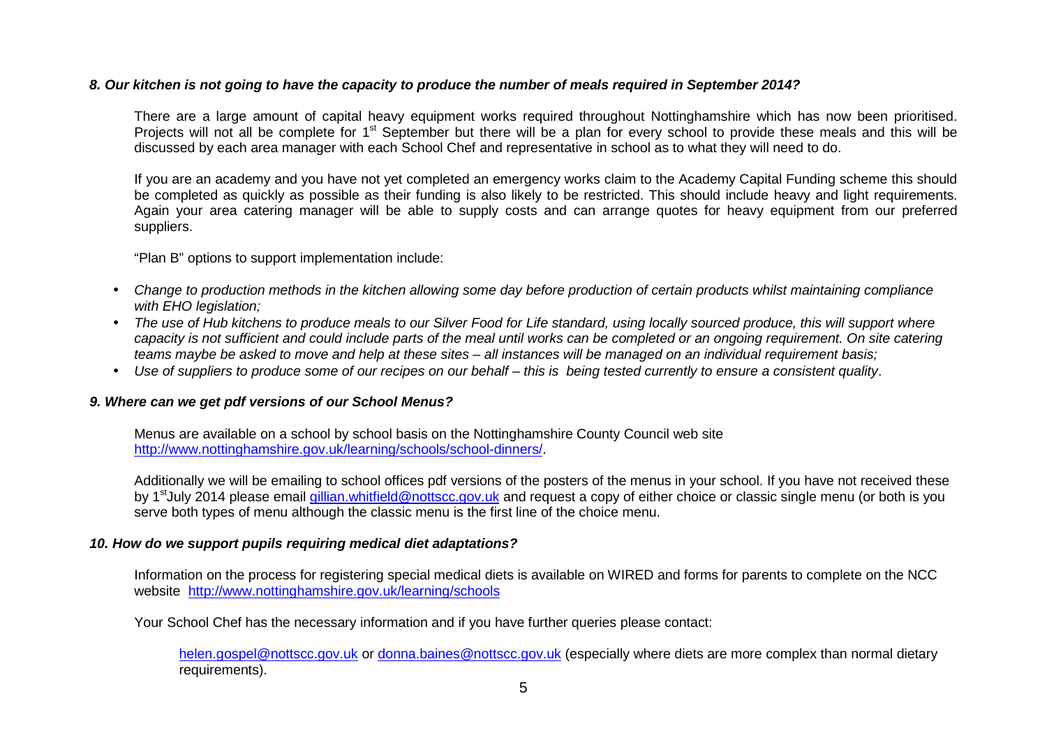***8. Our kitchen is not going to have the capacity to produce the number of meals required in September 2014?***

There are a large amount of capital heavy equipment works required throughout Nottinghamshire which has now been prioritised. Projects will not all be complete for 1st September but there will be a plan for every school to provide these meals and this will be discussed by each area manager with each School Chef and representative in school as to what they will need to do.

If you are an academy and you have not yet completed an emergency works claim to the Academy Capital Funding scheme this should be completed as quickly as possible as their funding is also likely to be restricted. This should include heavy and light requirements. Again your area catering manager will be able to supply costs and can arrange quotes for heavy equipment from our preferred suppliers.

"Plan B" options to support implementation include:

- *Change to production methods in the kitchen allowing some day before production of certain products whilst maintaining compliance with EHO legislation;*
- *The use of Hub kitchens to produce meals to our Silver Food for Life standard, using locally sourced produce, this will support where capacity is not sufficient and could include parts of the meal until works can be completed or an ongoing requirement. On site catering teams maybe be asked to move and help at these sites – all instances will be managed on an individual requirement basis;*
- *Use of suppliers to produce some of our recipes on our behalf – this is being tested currently to ensure a consistent quality*.

***9. Where can we get pdf versions of our School Menus?***

Menus are available on a school by school basis on the Nottinghamshire County Council web site [http://www.nottinghamshire.gov.uk/learning/schools/school-dinners/](http://www.nottinghamshire.gov.uk/learning/schools/school-dinners/).

Additionally we will be emailing to school offices pdf versions of the posters of the menus in your school. If you have not received these by 1st July 2014 please email [gillian.whitfield@nottscc.gov.uk](mailto:gillian.whitfield@nottscc.gov.uk) and request a copy of either choice or classic single menu (or both is you serve both types of menu although the classic menu is the first line of the choice menu.

***10. How do we support pupils requiring medical diet adaptations?***

Information on the process for registering special medical diets is available on WIRED and forms for parents to complete on the NCC website [http://www.nottinghamshire.gov.uk/learning/schools](http://www.nottinghamshire.gov.uk/learning/schools)

Your School Chef has the necessary information and if you have further queries please contact:

[helen.gospel@nottscc.gov.uk](mailto:helen.gospel@nottscc.gov.uk) or [donna.baines@nottscc.gov.uk](mailto:donna.baines@nottscc.gov.uk) (especially where diets are more complex than normal dietary requirements).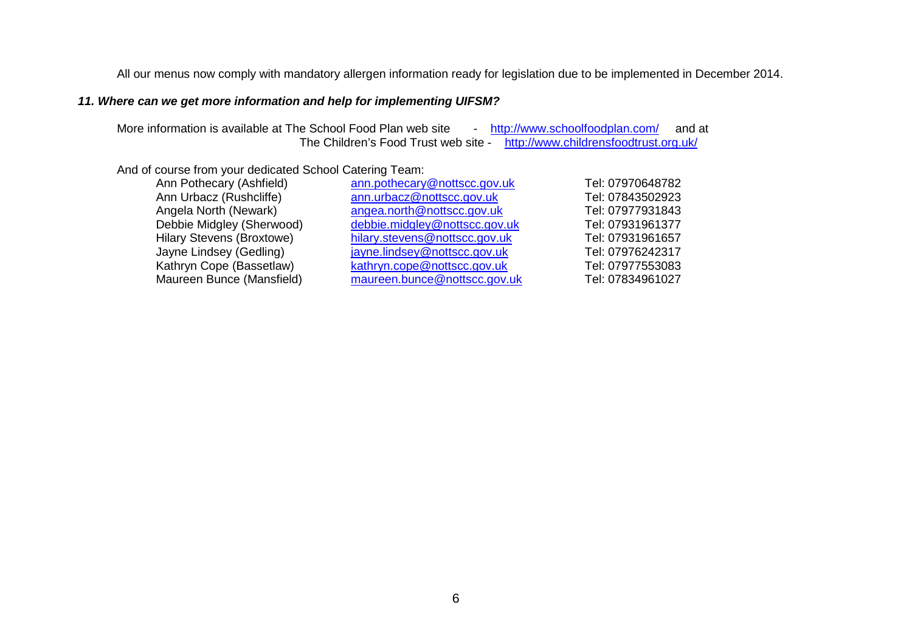All our menus now comply with mandatory allergen information ready for legislation due to be implemented in December 2014.

### *11. Where can we get more information and help for implementing UIFSM?*

More information is available at The School Food Plan web site - http://www.schoolfoodplan.com/ and at The Children's Food Trust web site - http://www.childrensfoodtrust.org.uk/

And of course from your dedicated School Catering Team:

| | | |
|---|---|---|
| Ann Pothecary (Ashfield) | ann.pothecary@nottscc.gov.uk | Tel: 07970648782 |
| Ann Urbacz (Rushcliffe) | ann.urbacz@nottscc.gov.uk | Tel: 07843502923 |
| Angela North (Newark) | angea.north@nottscc.gov.uk | Tel: 07977931843 |
| Debbie Midgley (Sherwood) | debbie.midgley@nottscc.gov.uk | Tel: 07931961377 |
| Hilary Stevens (Broxtowe) | hilary.stevens@nottscc.gov.uk | Tel: 07931961657 |
| Jayne Lindsey (Gedling) | jayne.lindsey@nottscc.gov.uk | Tel: 07976242317 |
| Kathryn Cope (Bassetlaw) | kathryn.cope@nottscc.gov.uk | Tel: 07977553083 |
| Maureen Bunce (Mansfield) | maureen.bunce@nottscc.gov.uk | Tel: 07834961027 |